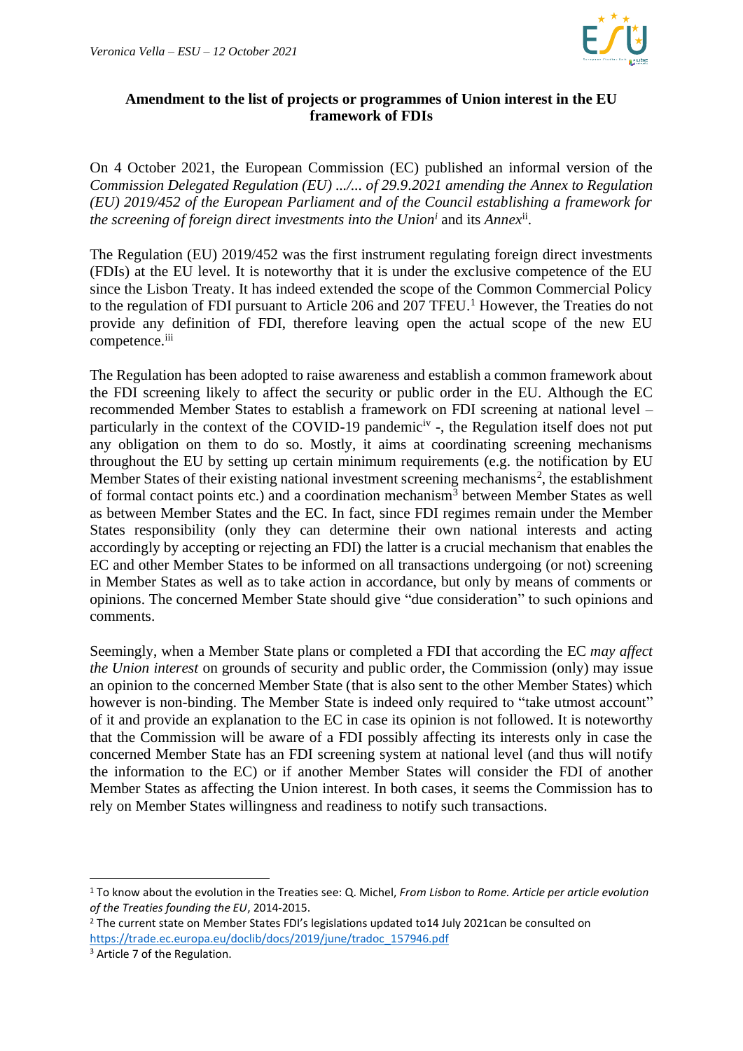**Amendment to the list of projects or programmes of Union interest in the EU framework of FDIs**

On 4 October 2021, the European Commission (EC) published an informal version of the *Commission Delegated Regulation (EU) .../... of 29.9.2021 amending the Annex to Regulation (EU) 2019/452 of the European Parliament and of the Council establishing a framework for the screening of foreign direct investments into the Union*[i] and its *Annex*[ii].

The Regulation (EU) 2019/452 was the first instrument regulating foreign direct investments (FDIs) at the EU level. It is noteworthy that it is under the exclusive competence of the EU since the Lisbon Treaty. It has indeed extended the scope of the Common Commercial Policy to the regulation of FDI pursuant to Article 206 and 207 TFEU.[1] However, the Treaties do not provide any definition of FDI, therefore leaving open the actual scope of the new EU competence.[iii]

The Regulation has been adopted to raise awareness and establish a common framework about the FDI screening likely to affect the security or public order in the EU. Although the EC recommended Member States to establish a framework on FDI screening at national level – particularly in the context of the COVID-19 pandemic[iv] -, the Regulation itself does not put any obligation on them to do so. Mostly, it aims at coordinating screening mechanisms throughout the EU by setting up certain minimum requirements (e.g. the notification by EU Member States of their existing national investment screening mechanisms[2], the establishment of formal contact points etc.) and a coordination mechanism[3] between Member States as well as between Member States and the EC. In fact, since FDI regimes remain under the Member States responsibility (only they can determine their own national interests and acting accordingly by accepting or rejecting an FDI) the latter is a crucial mechanism that enables the EC and other Member States to be informed on all transactions undergoing (or not) screening in Member States as well as to take action in accordance, but only by means of comments or opinions. The concerned Member State should give "due consideration" to such opinions and comments.

Seemingly, when a Member State plans or completed a FDI that according the EC *may affect the Union interest* on grounds of security and public order, the Commission (only) may issue an opinion to the concerned Member State (that is also sent to the other Member States) which however is non-binding. The Member State is indeed only required to "take utmost account" of it and provide an explanation to the EC in case its opinion is not followed. It is noteworthy that the Commission will be aware of a FDI possibly affecting its interests only in case the concerned Member State has an FDI screening system at national level (and thus will notify the information to the EC) or if another Member States will consider the FDI of another Member States as affecting the Union interest. In both cases, it seems the Commission has to rely on Member States willingness and readiness to notify such transactions.

---

[1] To know about the evolution in the Treaties see: Q. Michel, *From Lisbon to Rome. Article per article evolution of the Treaties founding the EU*, 2014-2015.

[2] The current state on Member States FDI's legislations updated to14 July 2021can be consulted on https://trade.ec.europa.eu/doclib/docs/2019/june/tradoc_157946.pdf

[3] Article 7 of the Regulation.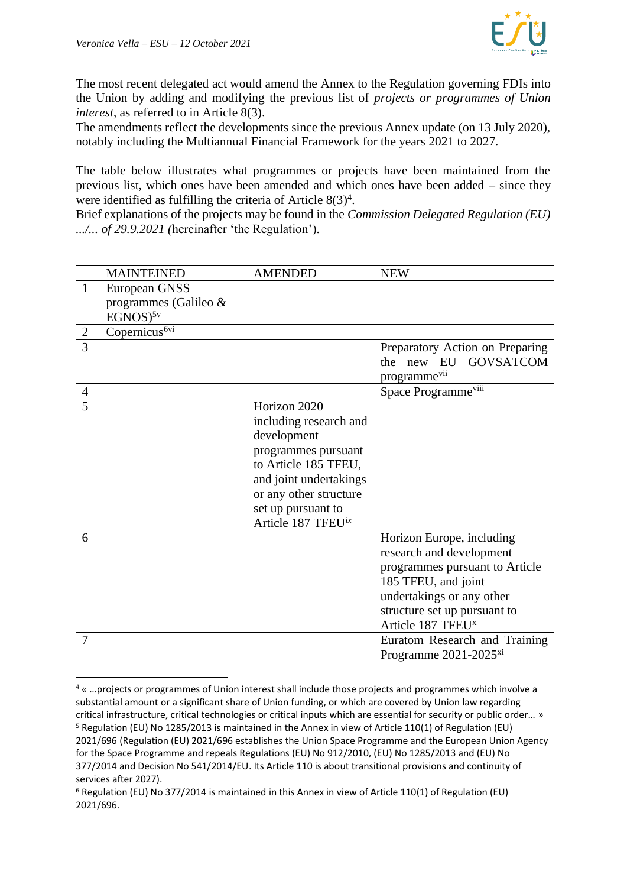The most recent delegated act would amend the Annex to the Regulation governing FDIs into the Union by adding and modifying the previous list of *projects or programmes of Union interest*, as referred to in Article 8(3).
The amendments reflect the developments since the previous Annex update (on 13 July 2020), notably including the Multiannual Financial Framework for the years 2021 to 2027.

The table below illustrates what programmes or projects have been maintained from the previous list, which ones have been amended and which ones have been added – since they were identified as fulfilling the criteria of Article 8(3)[4].
Brief explanations of the projects may be found in the *Commission Delegated Regulation (EU) .../... of 29.9.2021 (*hereinafter 'the Regulation').

| | MAINTEINED | AMENDED | NEW |
|---|---|---|---|
| 1 | European GNSS programmes (Galileo & EGNOS)[5v] | | |
| 2 | Copernicus[6vi] | | |
| 3 | | | Preparatory Action on Preparing the new EU GOVSATCOM programme[vii] |
| 4 | | | Space Programme[viii] |
| 5 | | Horizon 2020 including research and development programmes pursuant to Article 185 TFEU, and joint undertakings or any other structure set up pursuant to Article 187 TFEU[ix] | |
| 6 | | | Horizon Europe, including research and development programmes pursuant to Article 185 TFEU, and joint undertakings or any other structure set up pursuant to Article 187 TFEU[x] |
| 7 | | | Euratom Research and Training Programme 2021-2025[xi] |

[4] « …projects or programmes of Union interest shall include those projects and programmes which involve a substantial amount or a significant share of Union funding, or which are covered by Union law regarding critical infrastructure, critical technologies or critical inputs which are essential for security or public order… »

[5] Regulation (EU) No 1285/2013 is maintained in the Annex in view of Article 110(1) of Regulation (EU) 2021/696 (Regulation (EU) 2021/696 establishes the Union Space Programme and the European Union Agency for the Space Programme and repeals Regulations (EU) No 912/2010, (EU) No 1285/2013 and (EU) No 377/2014 and Decision No 541/2014/EU. Its Article 110 is about transitional provisions and continuity of services after 2027).

[6] Regulation (EU) No 377/2014 is maintained in this Annex in view of Article 110(1) of Regulation (EU) 2021/696.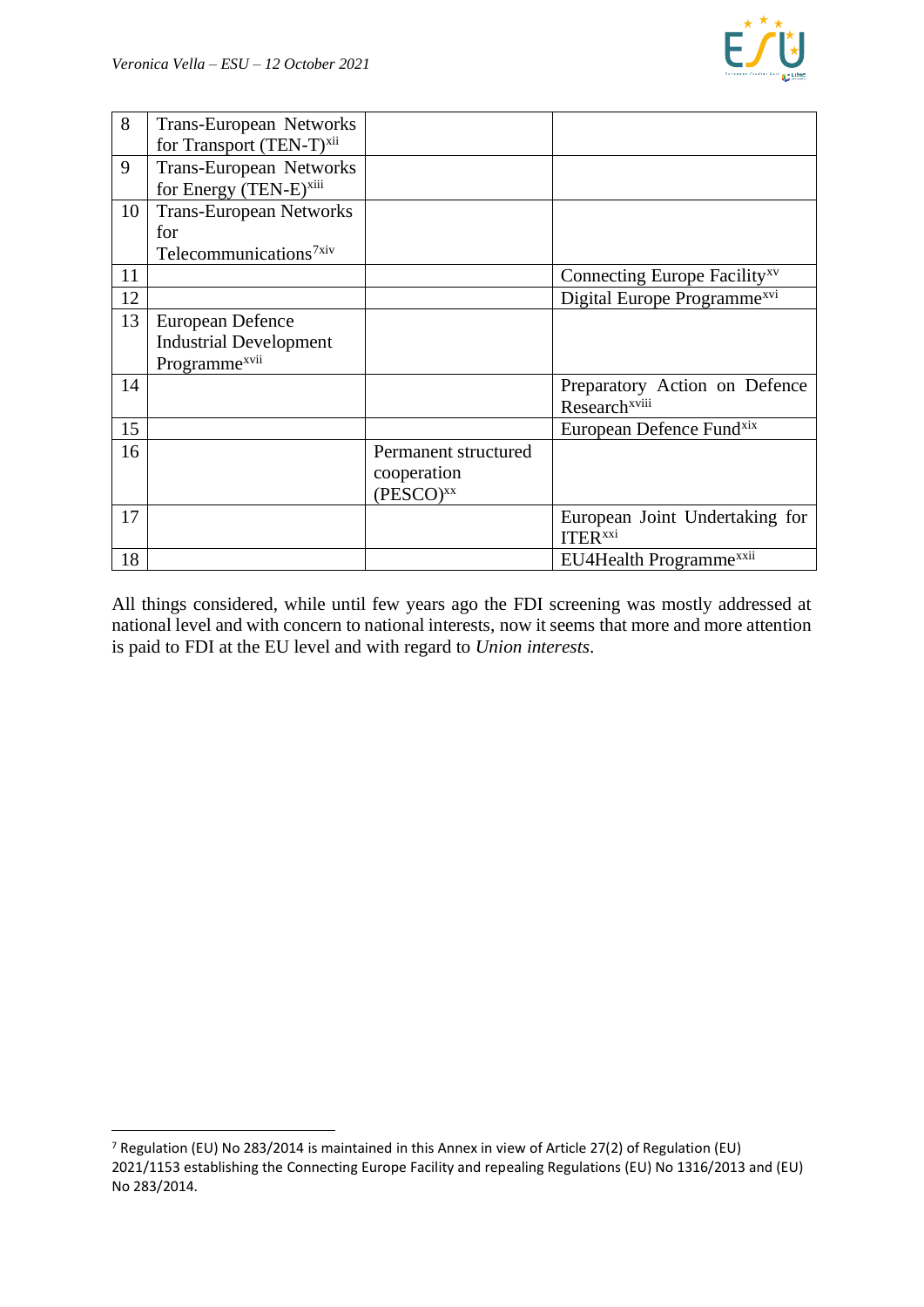| | | | |
|---|---|---|---|
| 8 | Trans-European Networks for Transport (TEN-T)[xii] | | |
| 9 | Trans-European Networks for Energy (TEN-E)[xiii] | | |
| 10 | Trans-European Networks for Telecommunications[7][xiv] | | |
| 11 | | | Connecting Europe Facility[xv] |
| 12 | | | Digital Europe Programme[xvi] |
| 13 | European Defence Industrial Development Programme[xvii] | | |
| 14 | | | Preparatory Action on Defence Research[xviii] |
| 15 | | | European Defence Fund[xix] |
| 16 | | Permanent structured cooperation (PESCO)[xx] | |
| 17 | | | European Joint Undertaking for ITER[xxi] |
| 18 | | | EU4Health Programme[xxii] |

All things considered, while until few years ago the FDI screening was mostly addressed at national level and with concern to national interests, now it seems that more and more attention is paid to FDI at the EU level and with regard to *Union interests*.

[7] Regulation (EU) No 283/2014 is maintained in this Annex in view of Article 27(2) of Regulation (EU) 2021/1153 establishing the Connecting Europe Facility and repealing Regulations (EU) No 1316/2013 and (EU) No 283/2014.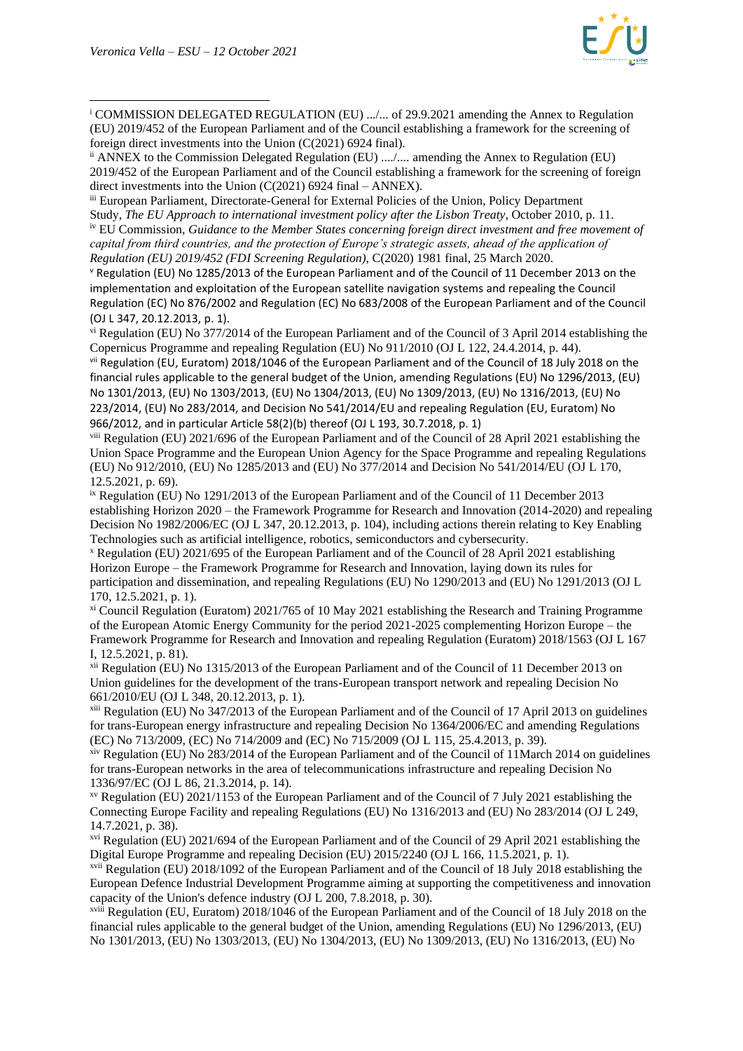[i] COMMISSION DELEGATED REGULATION (EU) .../... of 29.9.2021 amending the Annex to Regulation (EU) 2019/452 of the European Parliament and of the Council establishing a framework for the screening of foreign direct investments into the Union (C(2021) 6924 final).

[ii] ANNEX to the Commission Delegated Regulation (EU) ..../.... amending the Annex to Regulation (EU) 2019/452 of the European Parliament and of the Council establishing a framework for the screening of foreign direct investments into the Union (C(2021) 6924 final – ANNEX).

[iii] European Parliament, Directorate-General for External Policies of the Union, Policy Department Study, *The EU Approach to international investment policy after the Lisbon Treaty*, October 2010, p. 11.

[iv] EU Commission, *Guidance to the Member States concerning foreign direct investment and free movement of capital from third countries, and the protection of Europe's strategic assets, ahead of the application of Regulation (EU) 2019/452 (FDI Screening Regulation)*, C(2020) 1981 final, 25 March 2020.

[v] Regulation (EU) No 1285/2013 of the European Parliament and of the Council of 11 December 2013 on the implementation and exploitation of the European satellite navigation systems and repealing the Council Regulation (EC) No 876/2002 and Regulation (EC) No 683/2008 of the European Parliament and of the Council (OJ L 347, 20.12.2013, p. 1).

[vi] Regulation (EU) No 377/2014 of the European Parliament and of the Council of 3 April 2014 establishing the Copernicus Programme and repealing Regulation (EU) No 911/2010 (OJ L 122, 24.4.2014, p. 44).

[vii] Regulation (EU, Euratom) 2018/1046 of the European Parliament and of the Council of 18 July 2018 on the financial rules applicable to the general budget of the Union, amending Regulations (EU) No 1296/2013, (EU) No 1301/2013, (EU) No 1303/2013, (EU) No 1304/2013, (EU) No 1309/2013, (EU) No 1316/2013, (EU) No 223/2014, (EU) No 283/2014, and Decision No 541/2014/EU and repealing Regulation (EU, Euratom) No 966/2012, and in particular Article 58(2)(b) thereof (OJ L 193, 30.7.2018, p. 1)

[viii] Regulation (EU) 2021/696 of the European Parliament and of the Council of 28 April 2021 establishing the Union Space Programme and the European Union Agency for the Space Programme and repealing Regulations (EU) No 912/2010, (EU) No 1285/2013 and (EU) No 377/2014 and Decision No 541/2014/EU (OJ L 170, 12.5.2021, p. 69).

[ix] Regulation (EU) No 1291/2013 of the European Parliament and of the Council of 11 December 2013 establishing Horizon 2020 – the Framework Programme for Research and Innovation (2014-2020) and repealing Decision No 1982/2006/EC (OJ L 347, 20.12.2013, p. 104), including actions therein relating to Key Enabling Technologies such as artificial intelligence, robotics, semiconductors and cybersecurity.

[x] Regulation (EU) 2021/695 of the European Parliament and of the Council of 28 April 2021 establishing Horizon Europe – the Framework Programme for Research and Innovation, laying down its rules for participation and dissemination, and repealing Regulations (EU) No 1290/2013 and (EU) No 1291/2013 (OJ L 170, 12.5.2021, p. 1).

[xi] Council Regulation (Euratom) 2021/765 of 10 May 2021 establishing the Research and Training Programme of the European Atomic Energy Community for the period 2021-2025 complementing Horizon Europe – the Framework Programme for Research and Innovation and repealing Regulation (Euratom) 2018/1563 (OJ L 167 I, 12.5.2021, p. 81).

[xii] Regulation (EU) No 1315/2013 of the European Parliament and of the Council of 11 December 2013 on Union guidelines for the development of the trans-European transport network and repealing Decision No 661/2010/EU (OJ L 348, 20.12.2013, p. 1).

[xiii] Regulation (EU) No 347/2013 of the European Parliament and of the Council of 17 April 2013 on guidelines for trans-European energy infrastructure and repealing Decision No 1364/2006/EC and amending Regulations (EC) No 713/2009, (EC) No 714/2009 and (EC) No 715/2009 (OJ L 115, 25.4.2013, p. 39).

[xiv] Regulation (EU) No 283/2014 of the European Parliament and of the Council of 11March 2014 on guidelines for trans-European networks in the area of telecommunications infrastructure and repealing Decision No 1336/97/EC (OJ L 86, 21.3.2014, p. 14).

[xv] Regulation (EU) 2021/1153 of the European Parliament and of the Council of 7 July 2021 establishing the Connecting Europe Facility and repealing Regulations (EU) No 1316/2013 and (EU) No 283/2014 (OJ L 249, 14.7.2021, p. 38).

[xvi] Regulation (EU) 2021/694 of the European Parliament and of the Council of 29 April 2021 establishing the Digital Europe Programme and repealing Decision (EU) 2015/2240 (OJ L 166, 11.5.2021, p. 1).

[xvii] Regulation (EU) 2018/1092 of the European Parliament and of the Council of 18 July 2018 establishing the European Defence Industrial Development Programme aiming at supporting the competitiveness and innovation capacity of the Union's defence industry (OJ L 200, 7.8.2018, p. 30).

[xviii] Regulation (EU, Euratom) 2018/1046 of the European Parliament and of the Council of 18 July 2018 on the financial rules applicable to the general budget of the Union, amending Regulations (EU) No 1296/2013, (EU) No 1301/2013, (EU) No 1303/2013, (EU) No 1304/2013, (EU) No 1309/2013, (EU) No 1316/2013, (EU) No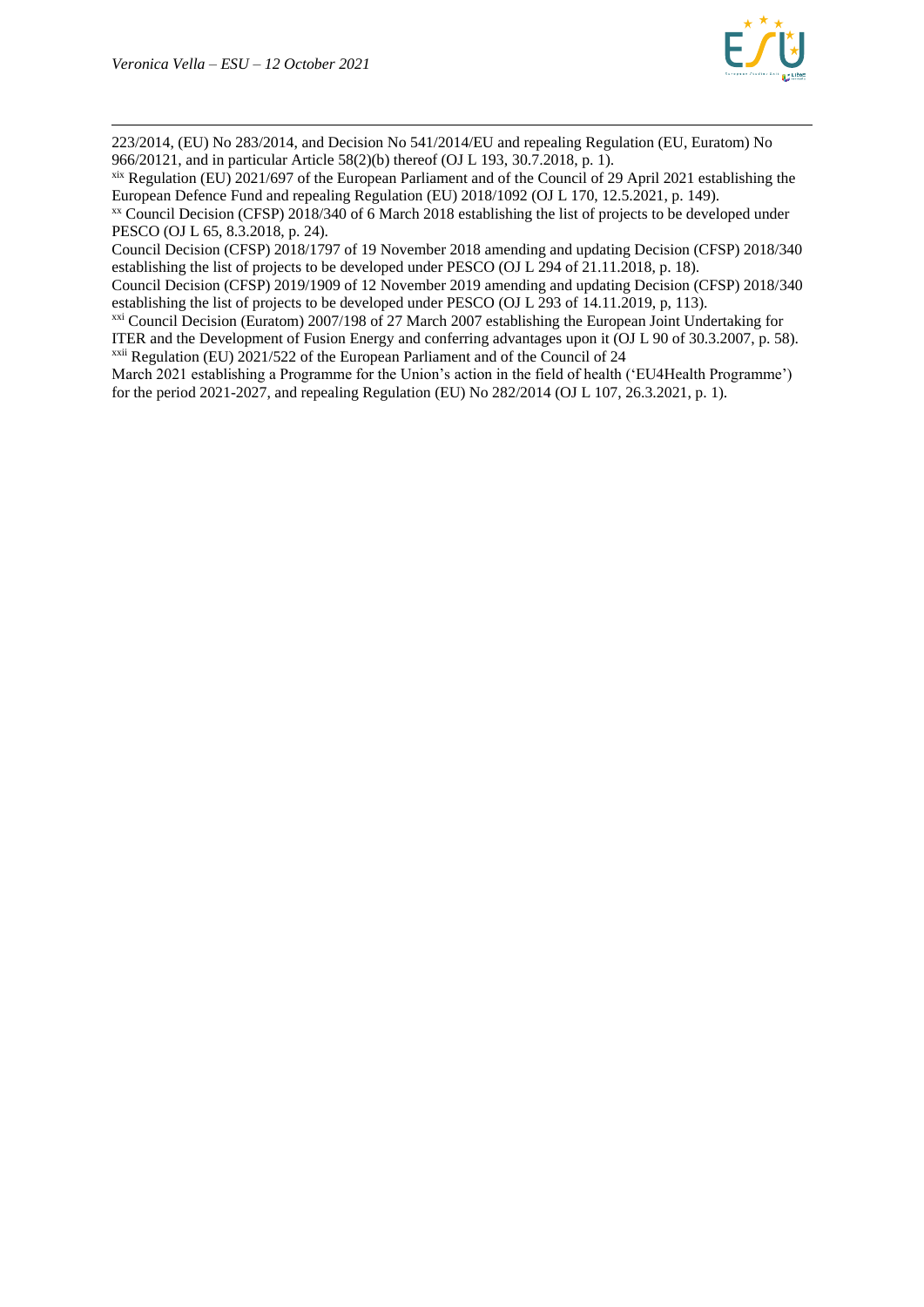223/2014, (EU) No 283/2014, and Decision No 541/2014/EU and repealing Regulation (EU, Euratom) No 966/20121, and in particular Article 58(2)(b) thereof (OJ L 193, 30.7.2018, p. 1).

[xix] Regulation (EU) 2021/697 of the European Parliament and of the Council of 29 April 2021 establishing the European Defence Fund and repealing Regulation (EU) 2018/1092 (OJ L 170, 12.5.2021, p. 149).

[xx] Council Decision (CFSP) 2018/340 of 6 March 2018 establishing the list of projects to be developed under PESCO (OJ L 65, 8.3.2018, p. 24).

Council Decision (CFSP) 2018/1797 of 19 November 2018 amending and updating Decision (CFSP) 2018/340 establishing the list of projects to be developed under PESCO (OJ L 294 of 21.11.2018, p. 18).

Council Decision (CFSP) 2019/1909 of 12 November 2019 amending and updating Decision (CFSP) 2018/340 establishing the list of projects to be developed under PESCO (OJ L 293 of 14.11.2019, p, 113).

[xxi] Council Decision (Euratom) 2007/198 of 27 March 2007 establishing the European Joint Undertaking for ITER and the Development of Fusion Energy and conferring advantages upon it (OJ L 90 of 30.3.2007, p. 58).

[xxii] Regulation (EU) 2021/522 of the European Parliament and of the Council of 24 March 2021 establishing a Programme for the Union's action in the field of health ('EU4Health Programme') for the period 2021-2027, and repealing Regulation (EU) No 282/2014 (OJ L 107, 26.3.2021, p. 1).